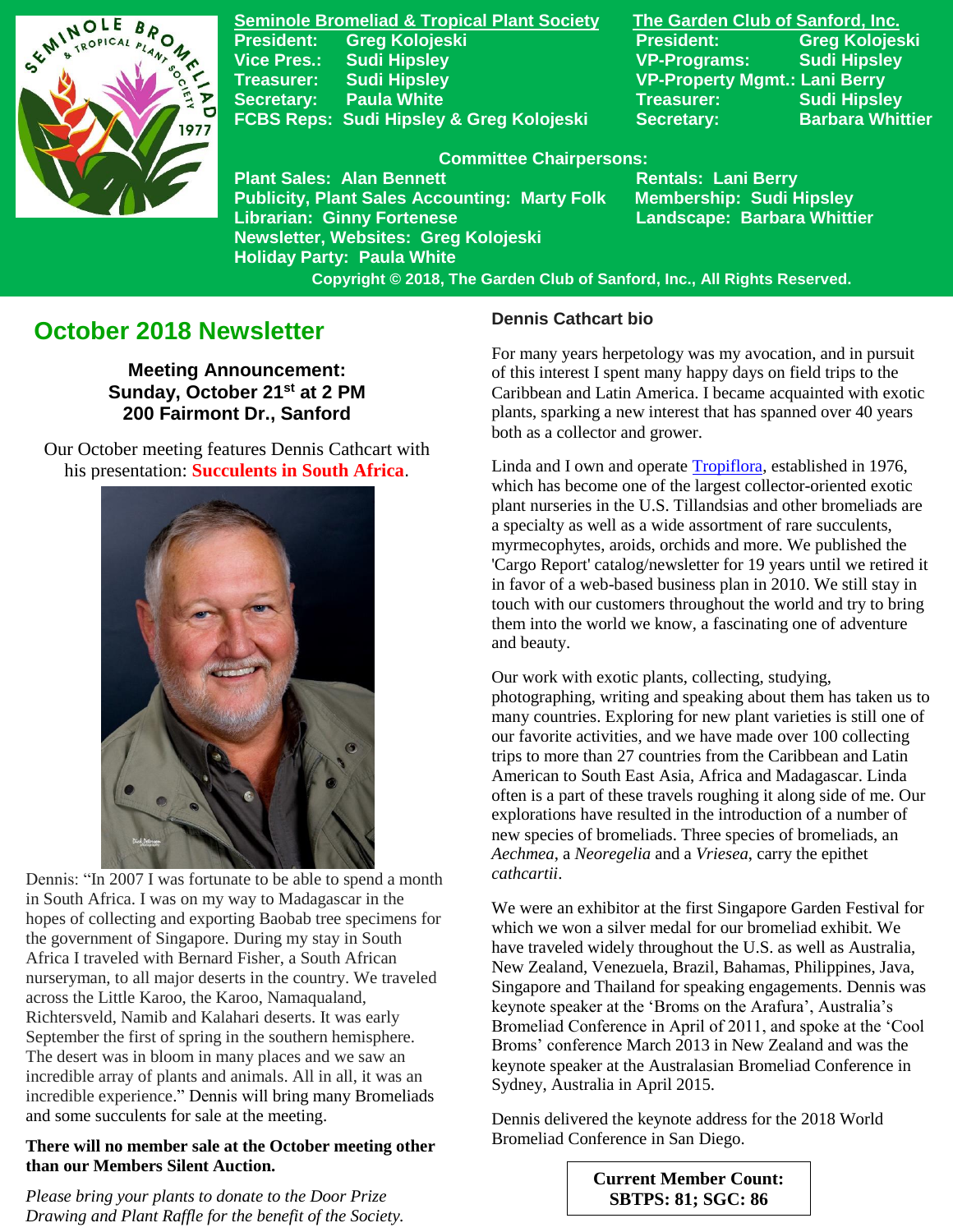**Seminole Bromeliad & Tropical Plant Society**
President: Greg Kolojeski
Vice Pres.: Sudi Hipsley
Treasurer: Sudi Hipsley
Secretary: Paula White
FCBS Reps: Sudi Hipsley & Greg Kolojeski

**The Garden Club of Sanford, Inc.**
President: Greg Kolojeski
VP-Programs: Sudi Hipsley
VP-Property Mgmt.: Lani Berry
Treasurer: Sudi Hipsley
Secretary: Barbara Whittier

**Committee Chairpersons:**
Plant Sales: Alan Bennett
Publicity, Plant Sales Accounting: Marty Folk
Librarian: Ginny Fortenese
Newsletter, Websites: Greg Kolojeski
Holiday Party: Paula White
Rentals: Lani Berry
Membership: Sudi Hipsley
Landscape: Barbara Whittier

Copyright © 2018, The Garden Club of Sanford, Inc., All Rights Reserved.

# October 2018 Newsletter

**Meeting Announcement:**
**Sunday, October 21st at 2 PM**
**200 Fairmont Dr., Sanford**

Our October meeting features Dennis Cathcart with his presentation: **Succulents in South Africa**.

Dennis: "In 2007 I was fortunate to be able to spend a month in South Africa. I was on my way to Madagascar in the hopes of collecting and exporting Baobab tree specimens for the government of Singapore. During my stay in South Africa I traveled with Bernard Fisher, a South African nurseryman, to all major deserts in the country. We traveled across the Little Karoo, the Karoo, Namaqualand, Richtersveld, Namib and Kalahari deserts. It was early September the first of spring in the southern hemisphere. The desert was in bloom in many places and we saw an incredible array of plants and animals. All in all, it was an incredible experience." Dennis will bring many Bromeliads and some succulents for sale at the meeting.

**There will no member sale at the October meeting other than our Members Silent Auction.**

*Please bring your plants to donate to the Door Prize Drawing and Plant Raffle for the benefit of the Society.*

## Dennis Cathcart bio

For many years herpetology was my avocation, and in pursuit of this interest I spent many happy days on field trips to the Caribbean and Latin America. I became acquainted with exotic plants, sparking a new interest that has spanned over 40 years both as a collector and grower.

Linda and I own and operate Tropiflora, established in 1976, which has become one of the largest collector-oriented exotic plant nurseries in the U.S. Tillandsias and other bromeliads are a specialty as well as a wide assortment of rare succulents, myrmecophytes, aroids, orchids and more. We published the 'Cargo Report' catalog/newsletter for 19 years until we retired it in favor of a web-based business plan in 2010. We still stay in touch with our customers throughout the world and try to bring them into the world we know, a fascinating one of adventure and beauty.

Our work with exotic plants, collecting, studying, photographing, writing and speaking about them has taken us to many countries. Exploring for new plant varieties is still one of our favorite activities, and we have made over 100 collecting trips to more than 27 countries from the Caribbean and Latin American to South East Asia, Africa and Madagascar. Linda often is a part of these travels roughing it along side of me. Our explorations have resulted in the introduction of a number of new species of bromeliads. Three species of bromeliads, an *Aechmea*, a *Neoregelia* and a *Vriesea*, carry the epithet *cathcartii*.

We were an exhibitor at the first Singapore Garden Festival for which we won a silver medal for our bromeliad exhibit. We have traveled widely throughout the U.S. as well as Australia, New Zealand, Venezuela, Brazil, Bahamas, Philippines, Java, Singapore and Thailand for speaking engagements. Dennis was keynote speaker at the 'Broms on the Arafura', Australia's Bromeliad Conference in April of 2011, and spoke at the 'Cool Broms' conference March 2013 in New Zealand and was the keynote speaker at the Australasian Bromeliad Conference in Sydney, Australia in April 2015.

Dennis delivered the keynote address for the 2018 World Bromeliad Conference in San Diego.

**Current Member Count:**
**SBTPS: 81; SGC: 86**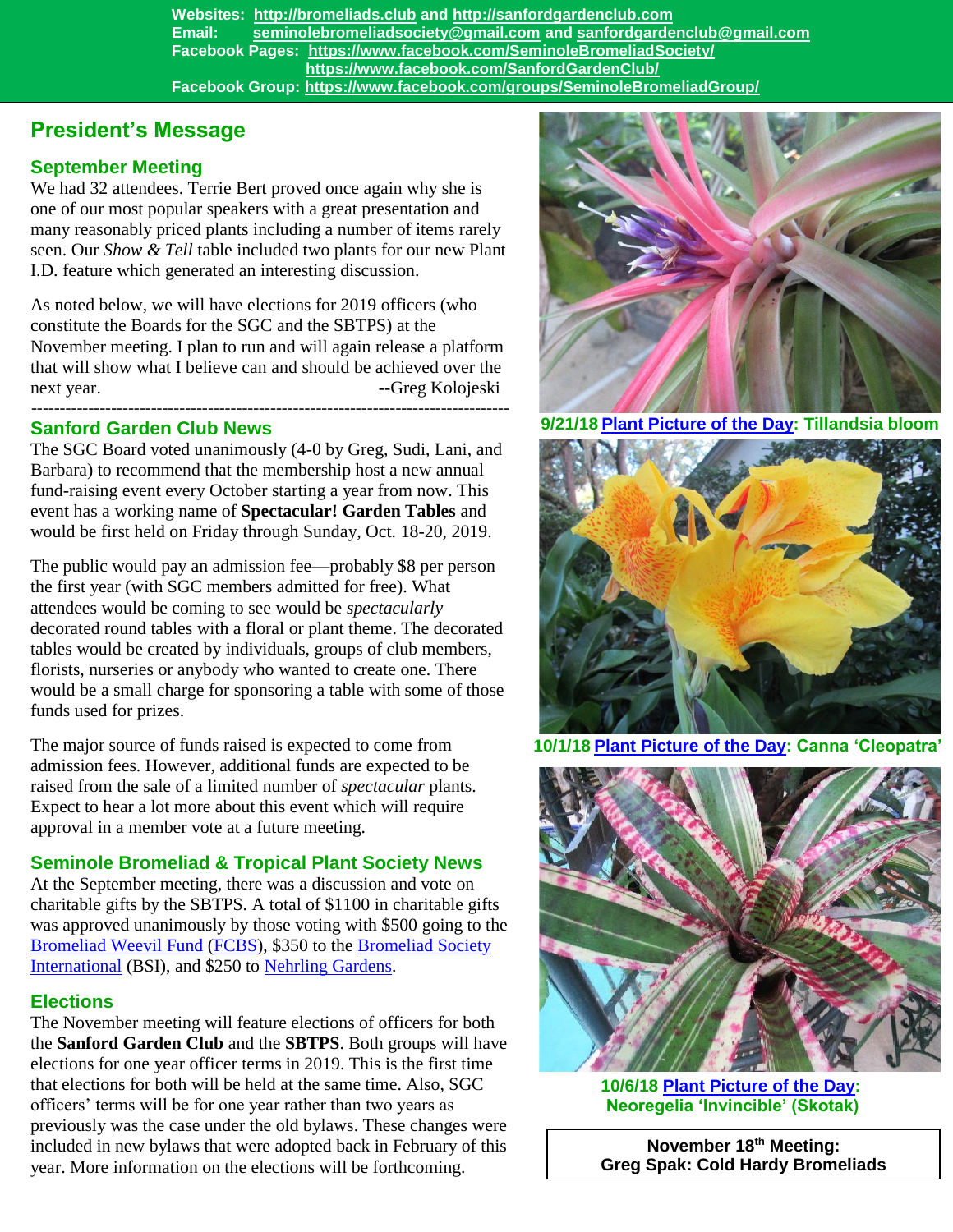**Websites:** http://bromeliads.club and http://sanfordgardenclub.com
**Email:** seminolebromeliadsociety@gmail.com and sanfordgardenclub@gmail.com
**Facebook Pages:** https://www.facebook.com/SeminoleBromeliadSociety/
https://www.facebook.com/SanfordGardenClub/
**Facebook Group:** https://www.facebook.com/groups/SeminoleBromeliadGroup/

## President's Message

### September Meeting

We had 32 attendees. Terrie Bert proved once again why she is one of our most popular speakers with a great presentation and many reasonably priced plants including a number of items rarely seen. Our *Show & Tell* table included two plants for our new Plant I.D. feature which generated an interesting discussion.

As noted below, we will have elections for 2019 officers (who constitute the Boards for the SGC and the SBTPS) at the November meeting. I plan to run and will again release a platform that will show what I believe can and should be achieved over the next year. --Greg Kolojeski

---

### Sanford Garden Club News

The SGC Board voted unanimously (4-0 by Greg, Sudi, Lani, and Barbara) to recommend that the membership host a new annual fund-raising event every October starting a year from now. This event has a working name of **Spectacular! Garden Tables** and would be first held on Friday through Sunday, Oct. 18-20, 2019.

The public would pay an admission fee—probably $8 per person the first year (with SGC members admitted for free). What attendees would be coming to see would be *spectacularly* decorated round tables with a floral or plant theme. The decorated tables would be created by individuals, groups of club members, florists, nurseries or anybody who wanted to create one. There would be a small charge for sponsoring a table with some of those funds used for prizes.

The major source of funds raised is expected to come from admission fees. However, additional funds are expected to be raised from the sale of a limited number of *spectacular* plants. Expect to hear a lot more about this event which will require approval in a member vote at a future meeting.

### Seminole Bromeliad & Tropical Plant Society News

At the September meeting, there was a discussion and vote on charitable gifts by the SBTPS. A total of $1100 in charitable gifts was approved unanimously by those voting with $500 going to the Bromeliad Weevil Fund (FCBS), $350 to the Bromeliad Society International (BSI), and $250 to Nehrling Gardens.

### Elections

The November meeting will feature elections of officers for both the **Sanford Garden Club** and the **SBTPS**. Both groups will have elections for one year officer terms in 2019. This is the first time that elections for both will be held at the same time. Also, SGC officers' terms will be for one year rather than two years as previously was the case under the old bylaws. These changes were included in new bylaws that were adopted back in February of this year. More information on the elections will be forthcoming.

**9/21/18 Plant Picture of the Day: Tillandsia bloom**

**10/1/18 Plant Picture of the Day: Canna 'Cleopatra'**

**10/6/18 Plant Picture of the Day: Neoregelia 'Invincible' (Skotak)**

**November 18th Meeting:**
**Greg Spak: Cold Hardy Bromeliads**